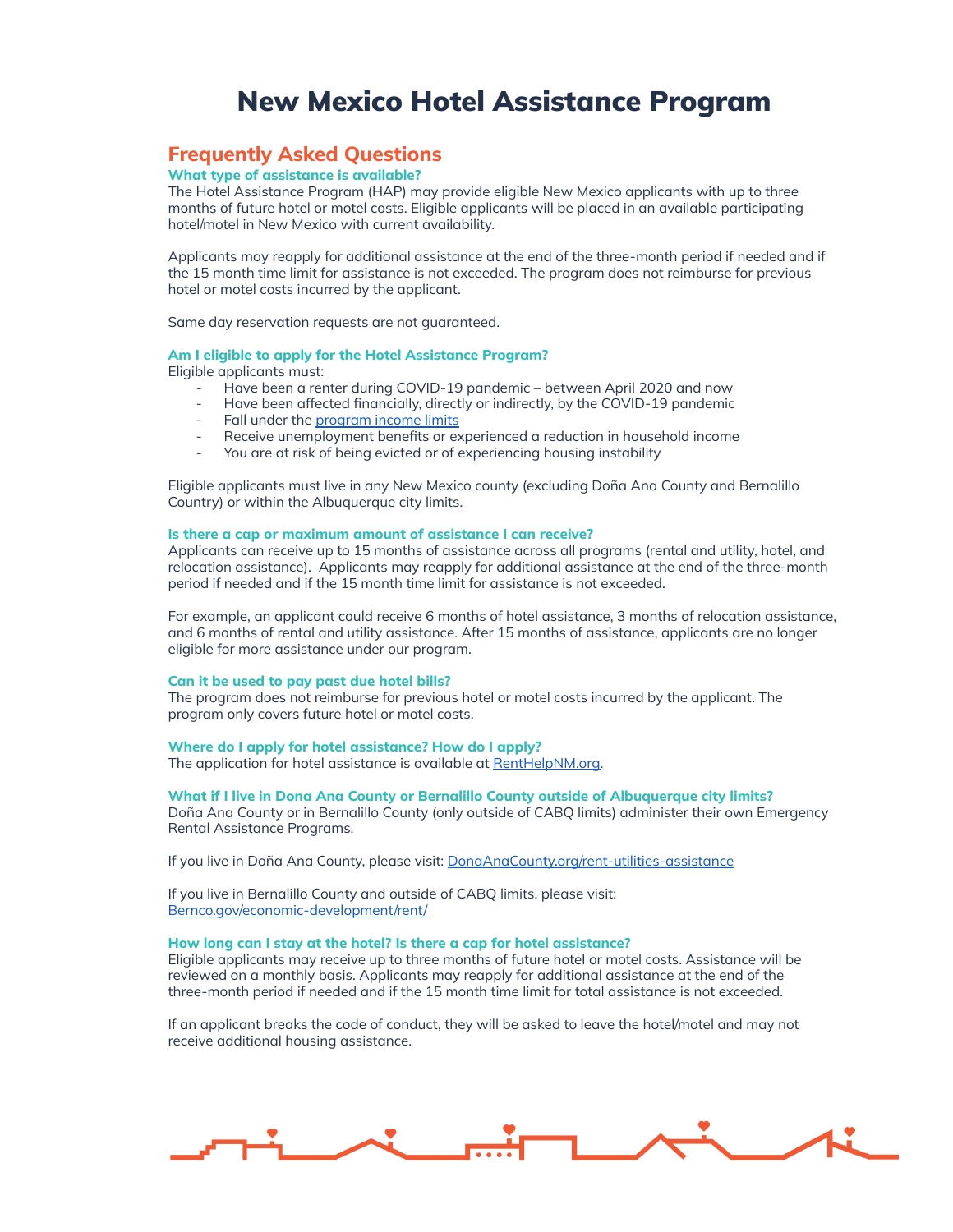# New Mexico Hotel Assistance Program

## Frequently Asked Questions

### What type of assistance is available?

The Hotel Assistance Program (HAP) may provide eligible New Mexico applicants with up to three months of future hotel or motel costs. Eligible applicants will be placed in an available participating hotel/motel in New Mexico with current availability.

Applicants may reapply for additional assistance at the end of the three-month period if needed and if the 15 month time limit for assistance is not exceeded. The program does not reimburse for previous hotel or motel costs incurred by the applicant.

Same day reservation requests are not guaranteed.

### Am I eligible to apply for the Hotel Assistance Program?

Eligible applicants must:

- Have been a renter during COVID-19 pandemic – between April 2020 and now
- Have been affected financially, directly or indirectly, by the COVID-19 pandemic
- Fall under the [program income limits]()
- Receive unemployment benefits or experienced a reduction in household income
- You are at risk of being evicted or of experiencing housing instability

Eligible applicants must live in any New Mexico county (excluding Doña Ana County and Bernalillo Country) or within the Albuquerque city limits.

### Is there a cap or maximum amount of assistance I can receive?

Applicants can receive up to 15 months of assistance across all programs (rental and utility, hotel, and relocation assistance). Applicants may reapply for additional assistance at the end of the three-month period if needed and if the 15 month time limit for assistance is not exceeded.

For example, an applicant could receive 6 months of hotel assistance, 3 months of relocation assistance, and 6 months of rental and utility assistance. After 15 months of assistance, applicants are no longer eligible for more assistance under our program.

### Can it be used to pay past due hotel bills?

The program does not reimburse for previous hotel or motel costs incurred by the applicant. The program only covers future hotel or motel costs.

### Where do I apply for hotel assistance? How do I apply?

The application for hotel assistance is available at [RentHelpNM.org]().

### What if I live in Dona Ana County or Bernalillo County outside of Albuquerque city limits?

Doña Ana County or in Bernalillo County (only outside of CABQ limits) administer their own Emergency Rental Assistance Programs.

If you live in Doña Ana County, please visit: [DonaAnaCounty.org/rent-utilities-assistance]()

If you live in Bernalillo County and outside of CABQ limits, please visit: [Bernco.gov/economic-development/rent/]()

### How long can I stay at the hotel? Is there a cap for hotel assistance?

Eligible applicants may receive up to three months of future hotel or motel costs. Assistance will be reviewed on a monthly basis. Applicants may reapply for additional assistance at the end of the three-month period if needed and if the 15 month time limit for total assistance is not exceeded.

If an applicant breaks the code of conduct, they will be asked to leave the hotel/motel and may not receive additional housing assistance.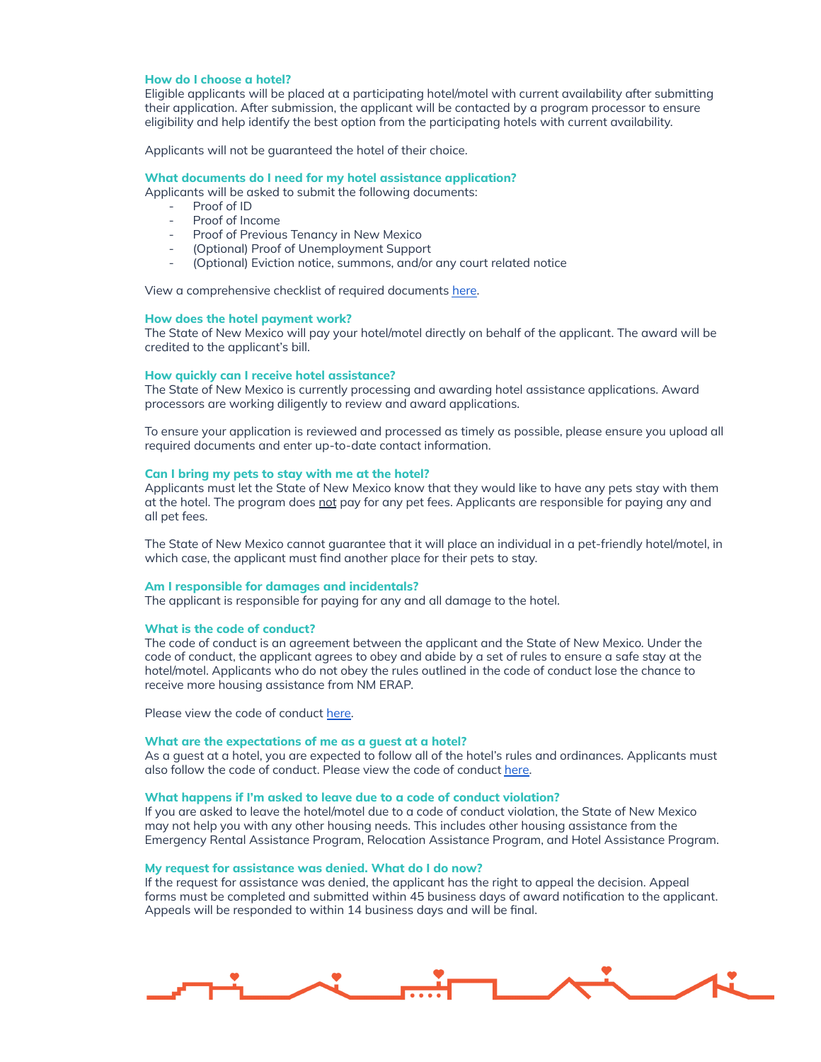### How do I choose a hotel?

Eligible applicants will be placed at a participating hotel/motel with current availability after submitting their application. After submission, the applicant will be contacted by a program processor to ensure eligibility and help identify the best option from the participating hotels with current availability.

Applicants will not be guaranteed the hotel of their choice.

### What documents do I need for my hotel assistance application?

Applicants will be asked to submit the following documents:

- Proof of ID
- Proof of Income
- Proof of Previous Tenancy in New Mexico
- (Optional) Proof of Unemployment Support
- (Optional) Eviction notice, summons, and/or any court related notice

View a comprehensive checklist of required documents here.

### How does the hotel payment work?

The State of New Mexico will pay your hotel/motel directly on behalf of the applicant. The award will be credited to the applicant's bill.

### How quickly can I receive hotel assistance?

The State of New Mexico is currently processing and awarding hotel assistance applications. Award processors are working diligently to review and award applications.

To ensure your application is reviewed and processed as timely as possible, please ensure you upload all required documents and enter up-to-date contact information.

### Can I bring my pets to stay with me at the hotel?

Applicants must let the State of New Mexico know that they would like to have any pets stay with them at the hotel. The program does <u>not</u> pay for any pet fees. Applicants are responsible for paying any and all pet fees.

The State of New Mexico cannot guarantee that it will place an individual in a pet-friendly hotel/motel, in which case, the applicant must find another place for their pets to stay.

### Am I responsible for damages and incidentals?

The applicant is responsible for paying for any and all damage to the hotel.

### What is the code of conduct?

The code of conduct is an agreement between the applicant and the State of New Mexico. Under the code of conduct, the applicant agrees to obey and abide by a set of rules to ensure a safe stay at the hotel/motel. Applicants who do not obey the rules outlined in the code of conduct lose the chance to receive more housing assistance from NM ERAP.

Please view the code of conduct here.

### What are the expectations of me as a guest at a hotel?

As a guest at a hotel, you are expected to follow all of the hotel's rules and ordinances. Applicants must also follow the code of conduct. Please view the code of conduct here.

### What happens if I'm asked to leave due to a code of conduct violation?

If you are asked to leave the hotel/motel due to a code of conduct violation, the State of New Mexico may not help you with any other housing needs. This includes other housing assistance from the Emergency Rental Assistance Program, Relocation Assistance Program, and Hotel Assistance Program.

### My request for assistance was denied. What do I do now?

If the request for assistance was denied, the applicant has the right to appeal the decision. Appeal forms must be completed and submitted within 45 business days of award notification to the applicant. Appeals will be responded to within 14 business days and will be final.